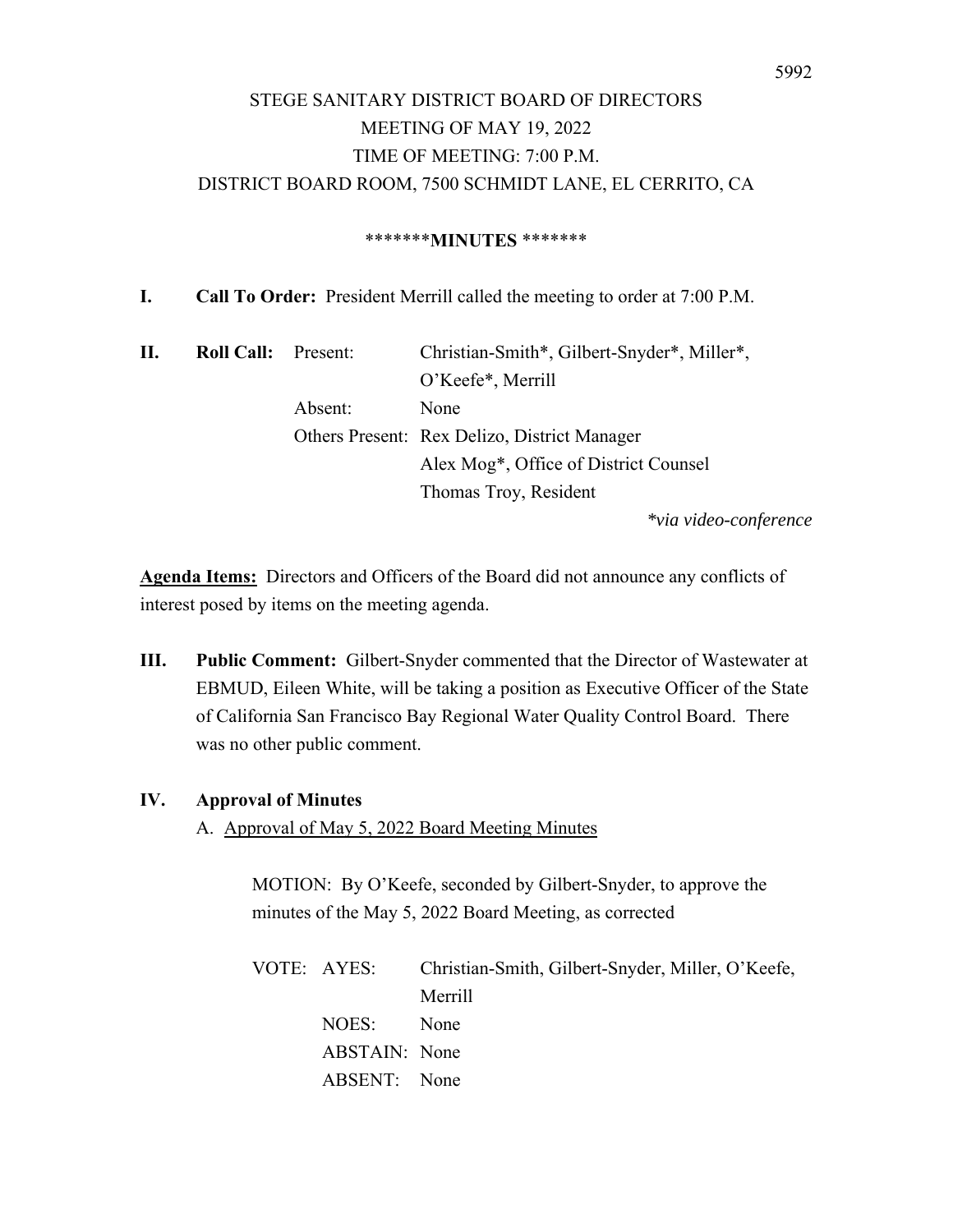# STEGE SANITARY DISTRICT BOARD OF DIRECTORS
## MEETING OF MAY 19, 2022
## TIME OF MEETING: 7:00 P.M.
## DISTRICT BOARD ROOM, 7500 SCHMIDT LANE, EL CERRITO, CA

*******MINUTES *******

**I. Call To Order:** President Merrill called the meeting to order at 7:00 P.M.

**II. Roll Call:**

| | | |
|---|---|---|
| **Roll Call:** | Present: | Christian-Smith*, Gilbert-Snyder*, Miller*, O'Keefe*, Merrill |
| | Absent: | None |
| | Others Present: | Rex Delizo, District Manager |
| | | Alex Mog*, Office of District Counsel |
| | | Thomas Troy, Resident |

*\*via video-conference*

**Agenda Items:** Directors and Officers of the Board did not announce any conflicts of interest posed by items on the meeting agenda.

**III. Public Comment:** Gilbert-Snyder commented that the Director of Wastewater at EBMUD, Eileen White, will be taking a position as Executive Officer of the State of California San Francisco Bay Regional Water Quality Control Board. There was no other public comment.

**IV. Approval of Minutes**

A. Approval of May 5, 2022 Board Meeting Minutes

MOTION: By O'Keefe, seconded by Gilbert-Snyder, to approve the minutes of the May 5, 2022 Board Meeting, as corrected

| VOTE: | | |
|---|---|---|
| | AYES: | Christian-Smith, Gilbert-Snyder, Miller, O'Keefe, Merrill |
| | NOES: | None |
| | ABSTAIN: | None |
| | ABSENT: | None |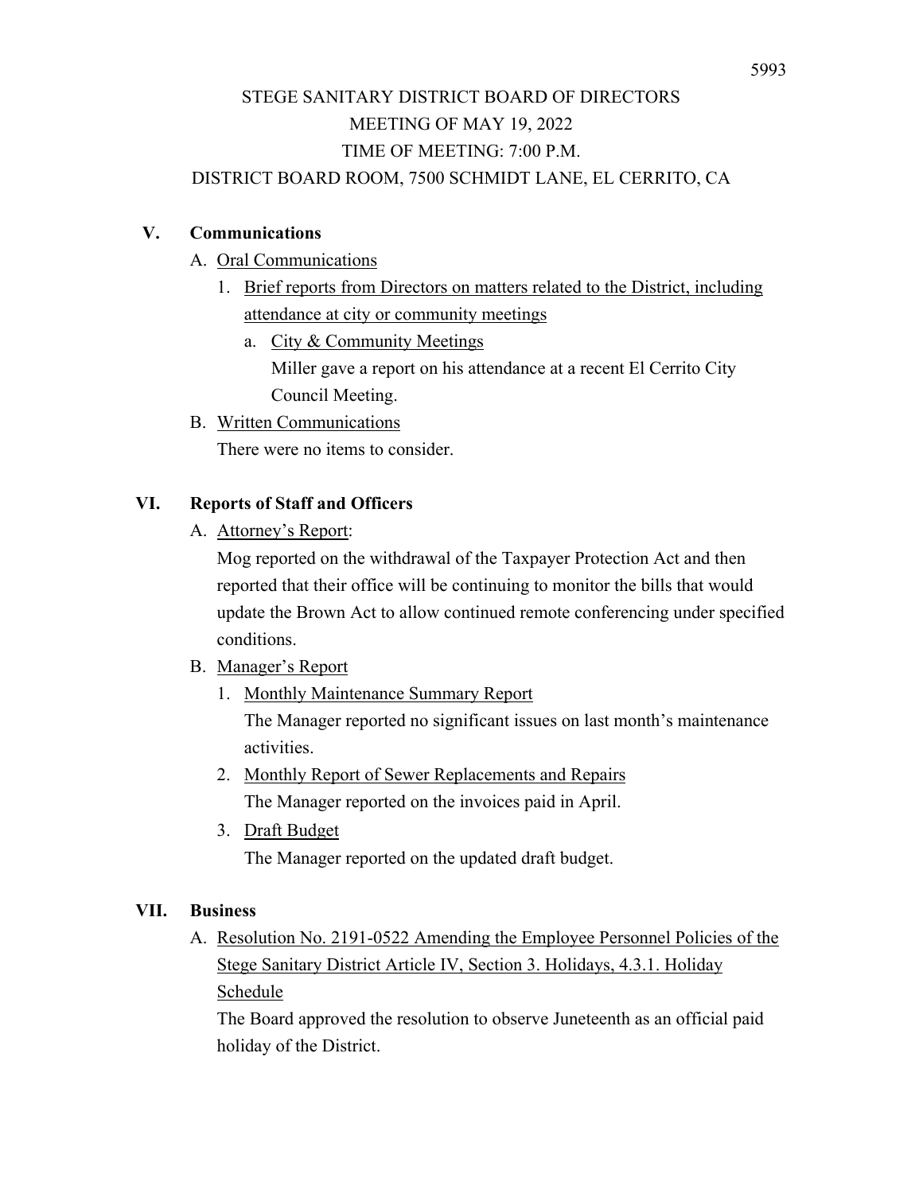STEGE SANITARY DISTRICT BOARD OF DIRECTORS
MEETING OF MAY 19, 2022
TIME OF MEETING: 7:00 P.M.
DISTRICT BOARD ROOM, 7500 SCHMIDT LANE, EL CERRITO, CA

## V. Communications

A. Oral Communications

1. Brief reports from Directors on matters related to the District, including attendance at city or community meetings

   a. City & Community Meetings

      Miller gave a report on his attendance at a recent El Cerrito City Council Meeting.

B. Written Communications

There were no items to consider.

## VI. Reports of Staff and Officers

A. Attorney's Report:

Mog reported on the withdrawal of the Taxpayer Protection Act and then reported that their office will be continuing to monitor the bills that would update the Brown Act to allow continued remote conferencing under specified conditions.

B. Manager's Report

1. Monthly Maintenance Summary Report

   The Manager reported no significant issues on last month's maintenance activities.

2. Monthly Report of Sewer Replacements and Repairs

   The Manager reported on the invoices paid in April.

3. Draft Budget

   The Manager reported on the updated draft budget.

## VII. Business

A. Resolution No. 2191-0522 Amending the Employee Personnel Policies of the Stege Sanitary District Article IV, Section 3. Holidays, 4.3.1. Holiday Schedule

The Board approved the resolution to observe Juneteenth as an official paid holiday of the District.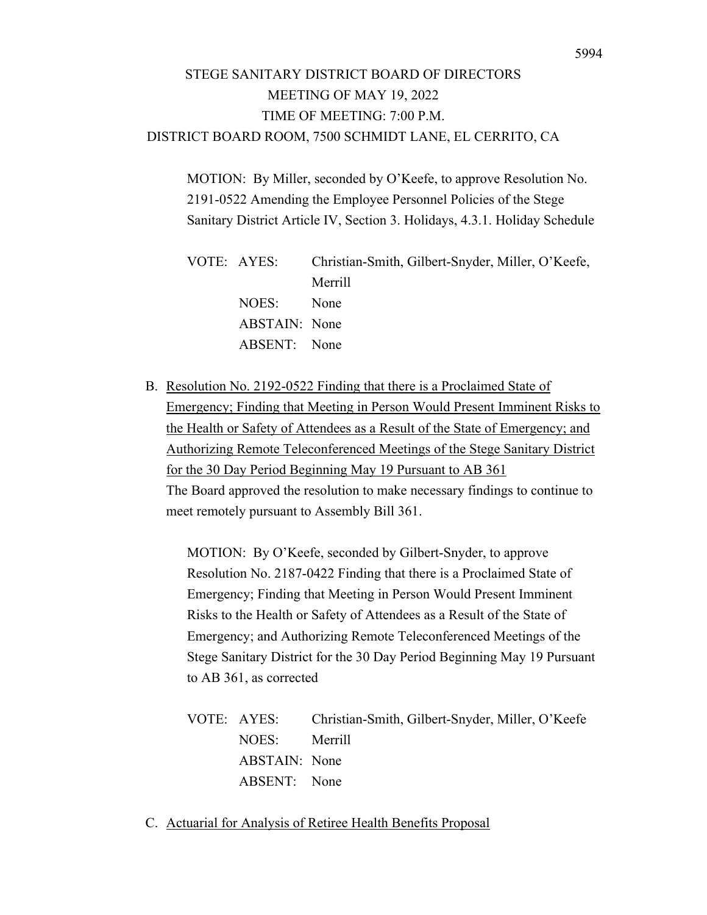STEGE SANITARY DISTRICT BOARD OF DIRECTORS
MEETING OF MAY 19, 2022
TIME OF MEETING: 7:00 P.M.
DISTRICT BOARD ROOM, 7500 SCHMIDT LANE, EL CERRITO, CA

MOTION: By Miller, seconded by O'Keefe, to approve Resolution No. 2191-0522 Amending the Employee Personnel Policies of the Stege Sanitary District Article IV, Section 3. Holidays, 4.3.1. Holiday Schedule

| | | |
|---|---|---|
| VOTE: | AYES: | Christian-Smith, Gilbert-Snyder, Miller, O'Keefe, Merrill |
| | NOES: | None |
| | ABSTAIN: | None |
| | ABSENT: | None |

B. Resolution No. 2192-0522 Finding that there is a Proclaimed State of Emergency; Finding that Meeting in Person Would Present Imminent Risks to the Health or Safety of Attendees as a Result of the State of Emergency; and Authorizing Remote Teleconferenced Meetings of the Stege Sanitary District for the 30 Day Period Beginning May 19 Pursuant to AB 361
The Board approved the resolution to make necessary findings to continue to meet remotely pursuant to Assembly Bill 361.

MOTION: By O'Keefe, seconded by Gilbert-Snyder, to approve Resolution No. 2187-0422 Finding that there is a Proclaimed State of Emergency; Finding that Meeting in Person Would Present Imminent Risks to the Health or Safety of Attendees as a Result of the State of Emergency; and Authorizing Remote Teleconferenced Meetings of the Stege Sanitary District for the 30 Day Period Beginning May 19 Pursuant to AB 361, as corrected

| | | |
|---|---|---|
| VOTE: | AYES: | Christian-Smith, Gilbert-Snyder, Miller, O'Keefe |
| | NOES: | Merrill |
| | ABSTAIN: | None |
| | ABSENT: | None |

C. Actuarial for Analysis of Retiree Health Benefits Proposal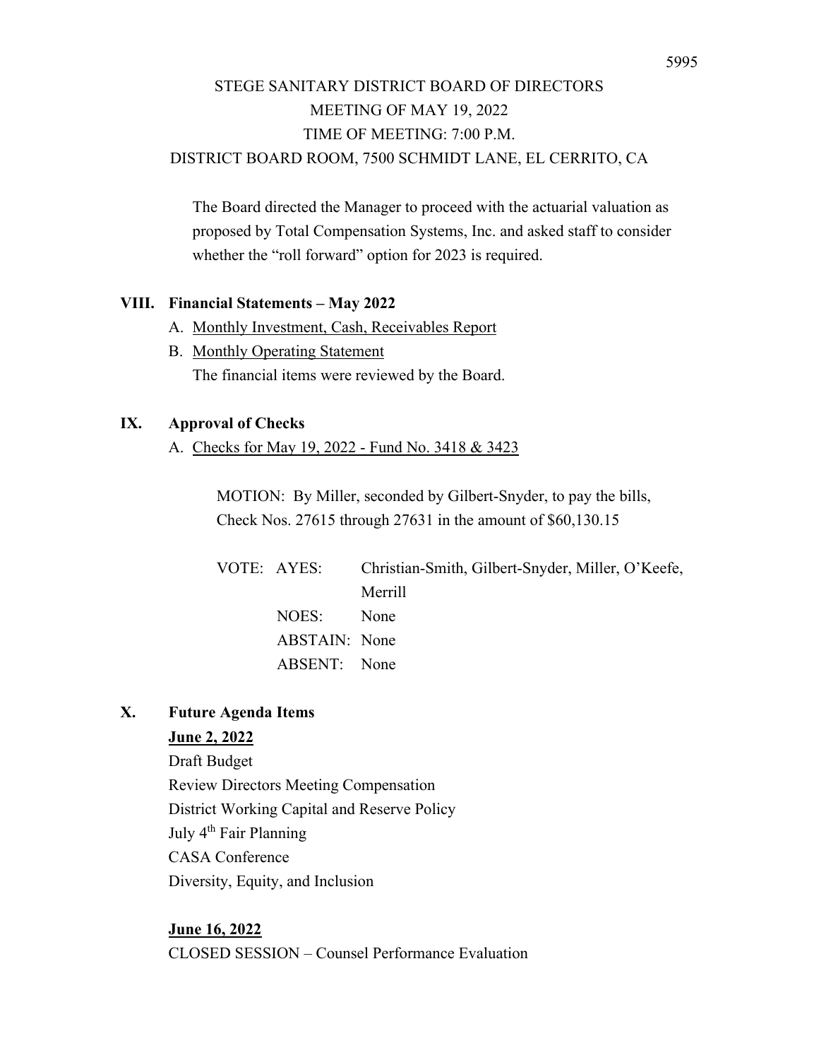STEGE SANITARY DISTRICT BOARD OF DIRECTORS
MEETING OF MAY 19, 2022
TIME OF MEETING: 7:00 P.M.
DISTRICT BOARD ROOM, 7500 SCHMIDT LANE, EL CERRITO, CA

The Board directed the Manager to proceed with the actuarial valuation as proposed by Total Compensation Systems, Inc. and asked staff to consider whether the "roll forward" option for 2023 is required.

## VIII. Financial Statements – May 2022

A. Monthly Investment, Cash, Receivables Report

B. Monthly Operating Statement

The financial items were reviewed by the Board.

## IX. Approval of Checks

A. Checks for May 19, 2022 - Fund No. 3418 & 3423

MOTION: By Miller, seconded by Gilbert-Snyder, to pay the bills, Check Nos. 27615 through 27631 in the amount of $60,130.15

VOTE: AYES: Christian-Smith, Gilbert-Snyder, Miller, O'Keefe, Merrill
NOES: None
ABSTAIN: None
ABSENT: None

## X. Future Agenda Items

**June 2, 2022**

Draft Budget
Review Directors Meeting Compensation
District Working Capital and Reserve Policy
July 4th Fair Planning
CASA Conference
Diversity, Equity, and Inclusion

**June 16, 2022**

CLOSED SESSION – Counsel Performance Evaluation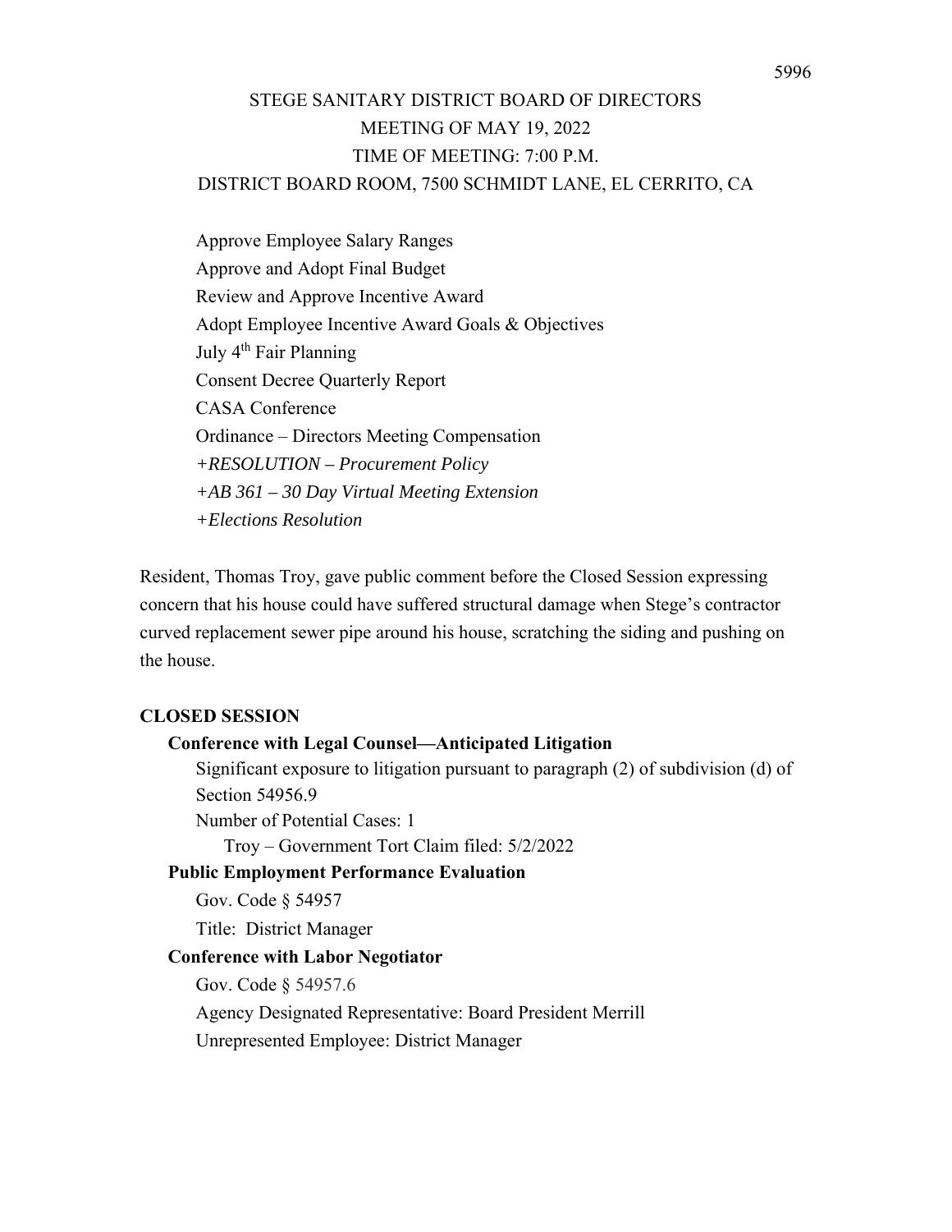STEGE SANITARY DISTRICT BOARD OF DIRECTORS
MEETING OF MAY 19, 2022
TIME OF MEETING: 7:00 P.M.
DISTRICT BOARD ROOM, 7500 SCHMIDT LANE, EL CERRITO, CA

Approve Employee Salary Ranges
Approve and Adopt Final Budget
Review and Approve Incentive Award
Adopt Employee Incentive Award Goals & Objectives
July 4th Fair Planning
Consent Decree Quarterly Report
CASA Conference
Ordinance – Directors Meeting Compensation
*+RESOLUTION – Procurement Policy*
*+AB 361 – 30 Day Virtual Meeting Extension*
*+Elections Resolution*

Resident, Thomas Troy, gave public comment before the Closed Session expressing concern that his house could have suffered structural damage when Stege's contractor curved replacement sewer pipe around his house, scratching the siding and pushing on the house.

**CLOSED SESSION**

**Conference with Legal Counsel—Anticipated Litigation**

Significant exposure to litigation pursuant to paragraph (2) of subdivision (d) of Section 54956.9
Number of Potential Cases: 1
Troy – Government Tort Claim filed: 5/2/2022

**Public Employment Performance Evaluation**

Gov. Code § 54957
Title: District Manager

**Conference with Labor Negotiator**

Gov. Code § 54957.6
Agency Designated Representative: Board President Merrill
Unrepresented Employee: District Manager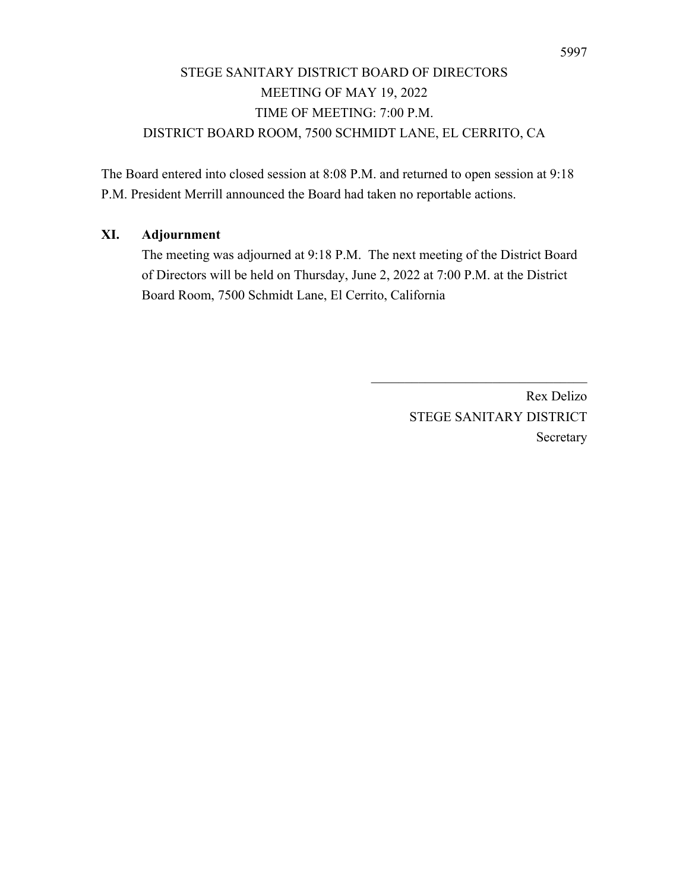STEGE SANITARY DISTRICT BOARD OF DIRECTORS
MEETING OF MAY 19, 2022
TIME OF MEETING: 7:00 P.M.
DISTRICT BOARD ROOM, 7500 SCHMIDT LANE, EL CERRITO, CA

The Board entered into closed session at 8:08 P.M. and returned to open session at 9:18 P.M. President Merrill announced the Board had taken no reportable actions.

## XI. Adjournment

The meeting was adjourned at 9:18 P.M. The next meeting of the District Board of Directors will be held on Thursday, June 2, 2022 at 7:00 P.M. at the District Board Room, 7500 Schmidt Lane, El Cerrito, California

\_\_\_\_\_\_\_\_\_\_\_\_\_\_\_\_\_\_\_\_\_\_\_\_\_\_\_\_\_\_\_\_

Rex Delizo
STEGE SANITARY DISTRICT
Secretary